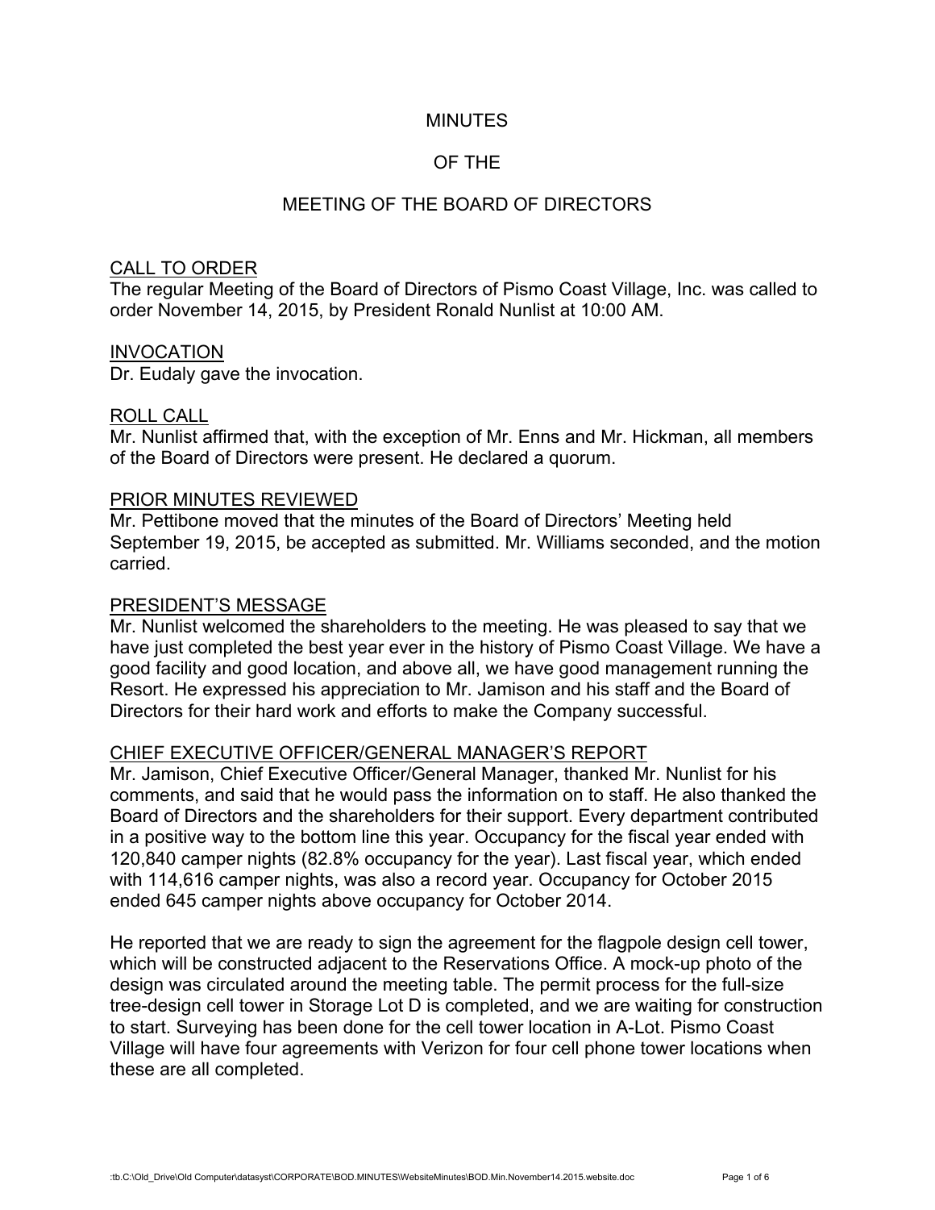# MINUTES

# OF THE

# MEETING OF THE BOARD OF DIRECTORS

## CALL TO ORDER

The regular Meeting of the Board of Directors of Pismo Coast Village, Inc. was called to order November 14, 2015, by President Ronald Nunlist at 10:00 AM.

## INVOCATION

Dr. Eudaly gave the invocation.

## ROLL CALL

Mr. Nunlist affirmed that, with the exception of Mr. Enns and Mr. Hickman, all members of the Board of Directors were present. He declared a quorum.

## PRIOR MINUTES REVIEWED

Mr. Pettibone moved that the minutes of the Board of Directors' Meeting held September 19, 2015, be accepted as submitted. Mr. Williams seconded, and the motion carried.

## PRESIDENT'S MESSAGE

Mr. Nunlist welcomed the shareholders to the meeting. He was pleased to say that we have just completed the best year ever in the history of Pismo Coast Village. We have a good facility and good location, and above all, we have good management running the Resort. He expressed his appreciation to Mr. Jamison and his staff and the Board of Directors for their hard work and efforts to make the Company successful.

## CHIEF EXECUTIVE OFFICER/GENERAL MANAGER'S REPORT

Mr. Jamison, Chief Executive Officer/General Manager, thanked Mr. Nunlist for his comments, and said that he would pass the information on to staff. He also thanked the Board of Directors and the shareholders for their support. Every department contributed in a positive way to the bottom line this year. Occupancy for the fiscal year ended with 120,840 camper nights (82.8% occupancy for the year). Last fiscal year, which ended with 114,616 camper nights, was also a record year. Occupancy for October 2015 ended 645 camper nights above occupancy for October 2014.

He reported that we are ready to sign the agreement for the flagpole design cell tower, which will be constructed adjacent to the Reservations Office. A mock-up photo of the design was circulated around the meeting table. The permit process for the full-size tree-design cell tower in Storage Lot D is completed, and we are waiting for construction to start. Surveying has been done for the cell tower location in A-Lot. Pismo Coast Village will have four agreements with Verizon for four cell phone tower locations when these are all completed.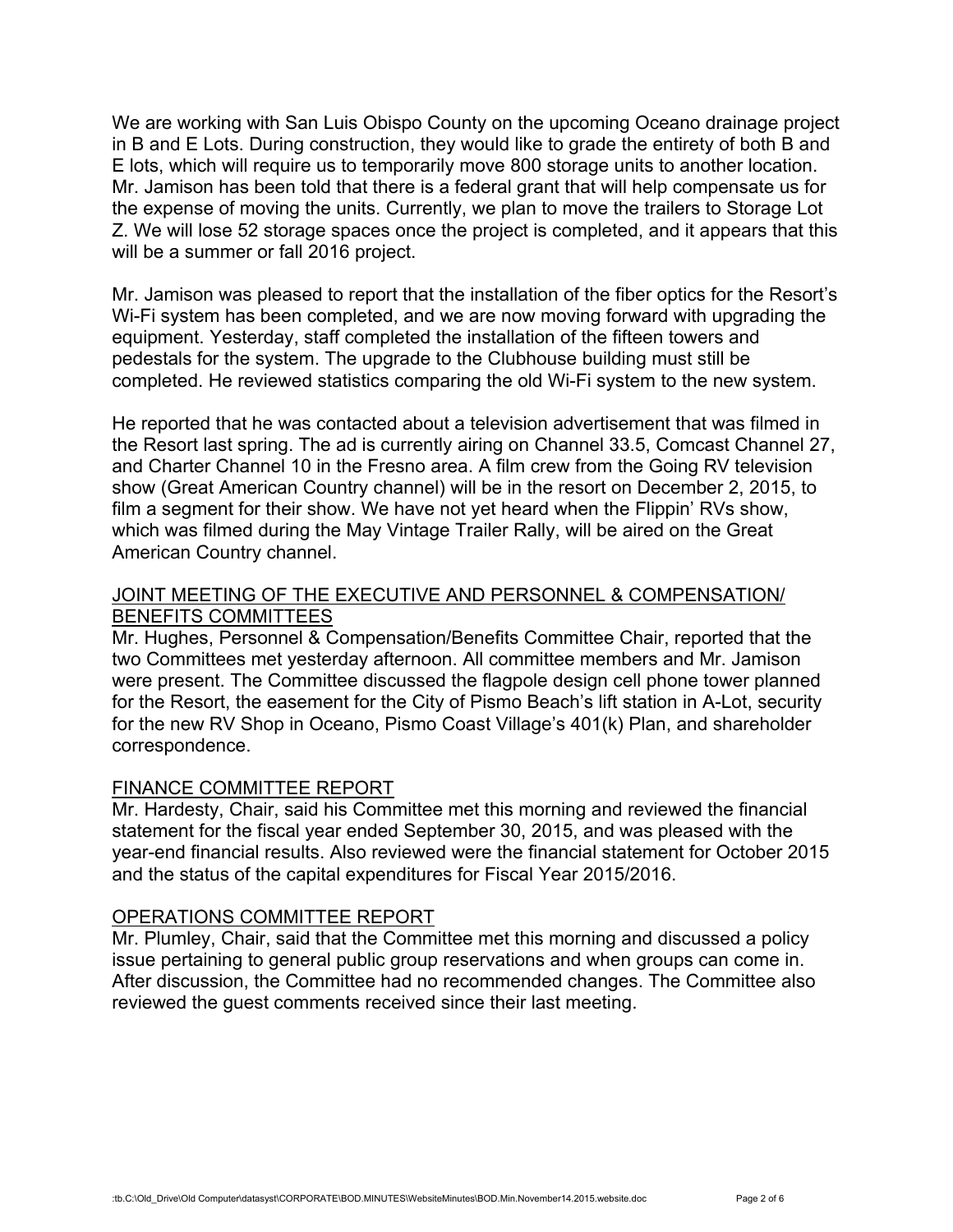We are working with San Luis Obispo County on the upcoming Oceano drainage project in B and E Lots. During construction, they would like to grade the entirety of both B and E lots, which will require us to temporarily move 800 storage units to another location. Mr. Jamison has been told that there is a federal grant that will help compensate us for the expense of moving the units. Currently, we plan to move the trailers to Storage Lot Z. We will lose 52 storage spaces once the project is completed, and it appears that this will be a summer or fall 2016 project.

Mr. Jamison was pleased to report that the installation of the fiber optics for the Resort's Wi-Fi system has been completed, and we are now moving forward with upgrading the equipment. Yesterday, staff completed the installation of the fifteen towers and pedestals for the system. The upgrade to the Clubhouse building must still be completed. He reviewed statistics comparing the old Wi-Fi system to the new system.

He reported that he was contacted about a television advertisement that was filmed in the Resort last spring. The ad is currently airing on Channel 33.5, Comcast Channel 27, and Charter Channel 10 in the Fresno area. A film crew from the Going RV television show (Great American Country channel) will be in the resort on December 2, 2015, to film a segment for their show. We have not yet heard when the Flippin' RVs show, which was filmed during the May Vintage Trailer Rally, will be aired on the Great American Country channel.

## JOINT MEETING OF THE EXECUTIVE AND PERSONNEL & COMPENSATION/ BENEFITS COMMITTEES

Mr. Hughes, Personnel & Compensation/Benefits Committee Chair, reported that the two Committees met yesterday afternoon. All committee members and Mr. Jamison were present. The Committee discussed the flagpole design cell phone tower planned for the Resort, the easement for the City of Pismo Beach's lift station in A-Lot, security for the new RV Shop in Oceano, Pismo Coast Village's 401(k) Plan, and shareholder correspondence.

## FINANCE COMMITTEE REPORT

Mr. Hardesty, Chair, said his Committee met this morning and reviewed the financial statement for the fiscal year ended September 30, 2015, and was pleased with the year-end financial results. Also reviewed were the financial statement for October 2015 and the status of the capital expenditures for Fiscal Year 2015/2016.

## OPERATIONS COMMITTEE REPORT

Mr. Plumley, Chair, said that the Committee met this morning and discussed a policy issue pertaining to general public group reservations and when groups can come in. After discussion, the Committee had no recommended changes. The Committee also reviewed the guest comments received since their last meeting.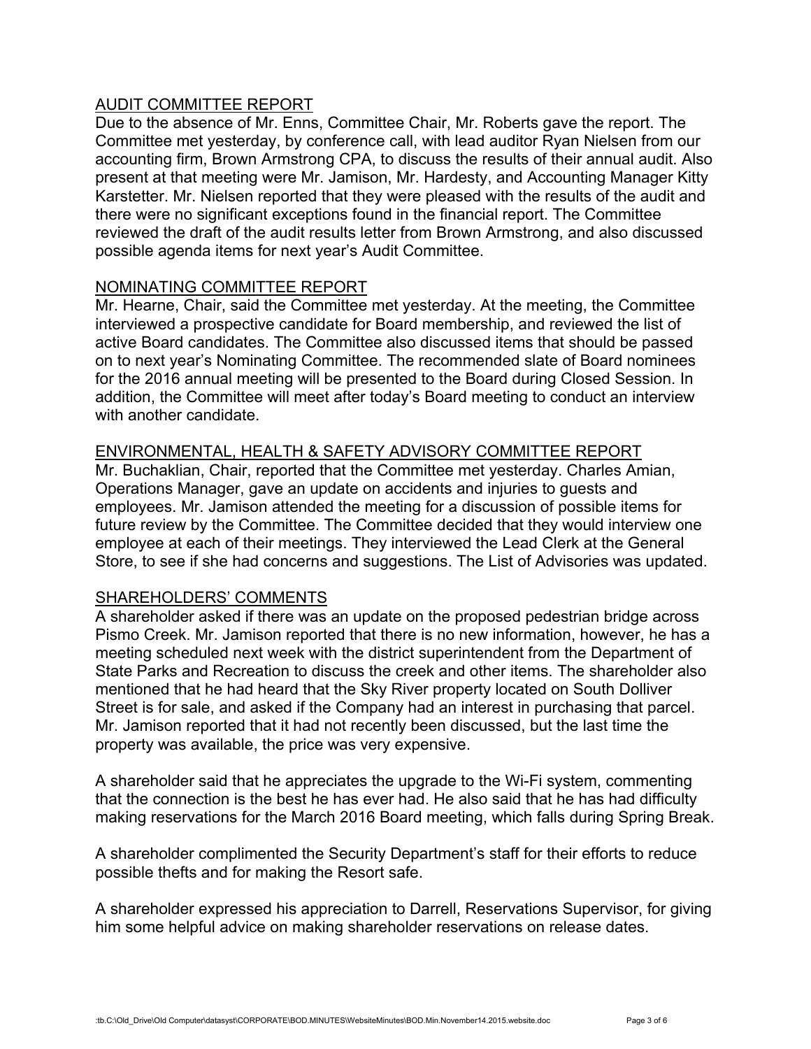## AUDIT COMMITTEE REPORT

Due to the absence of Mr. Enns, Committee Chair, Mr. Roberts gave the report. The Committee met yesterday, by conference call, with lead auditor Ryan Nielsen from our accounting firm, Brown Armstrong CPA, to discuss the results of their annual audit. Also present at that meeting were Mr. Jamison, Mr. Hardesty, and Accounting Manager Kitty Karstetter. Mr. Nielsen reported that they were pleased with the results of the audit and there were no significant exceptions found in the financial report. The Committee reviewed the draft of the audit results letter from Brown Armstrong, and also discussed possible agenda items for next year's Audit Committee.

## NOMINATING COMMITTEE REPORT

Mr. Hearne, Chair, said the Committee met yesterday. At the meeting, the Committee interviewed a prospective candidate for Board membership, and reviewed the list of active Board candidates. The Committee also discussed items that should be passed on to next year's Nominating Committee. The recommended slate of Board nominees for the 2016 annual meeting will be presented to the Board during Closed Session. In addition, the Committee will meet after today's Board meeting to conduct an interview with another candidate.

## ENVIRONMENTAL, HEALTH & SAFETY ADVISORY COMMITTEE REPORT

Mr. Buchaklian, Chair, reported that the Committee met yesterday. Charles Amian, Operations Manager, gave an update on accidents and injuries to guests and employees. Mr. Jamison attended the meeting for a discussion of possible items for future review by the Committee. The Committee decided that they would interview one employee at each of their meetings. They interviewed the Lead Clerk at the General Store, to see if she had concerns and suggestions. The List of Advisories was updated.

## SHAREHOLDERS' COMMENTS

A shareholder asked if there was an update on the proposed pedestrian bridge across Pismo Creek. Mr. Jamison reported that there is no new information, however, he has a meeting scheduled next week with the district superintendent from the Department of State Parks and Recreation to discuss the creek and other items. The shareholder also mentioned that he had heard that the Sky River property located on South Dolliver Street is for sale, and asked if the Company had an interest in purchasing that parcel. Mr. Jamison reported that it had not recently been discussed, but the last time the property was available, the price was very expensive.

A shareholder said that he appreciates the upgrade to the Wi-Fi system, commenting that the connection is the best he has ever had. He also said that he has had difficulty making reservations for the March 2016 Board meeting, which falls during Spring Break.

A shareholder complimented the Security Department's staff for their efforts to reduce possible thefts and for making the Resort safe.

A shareholder expressed his appreciation to Darrell, Reservations Supervisor, for giving him some helpful advice on making shareholder reservations on release dates.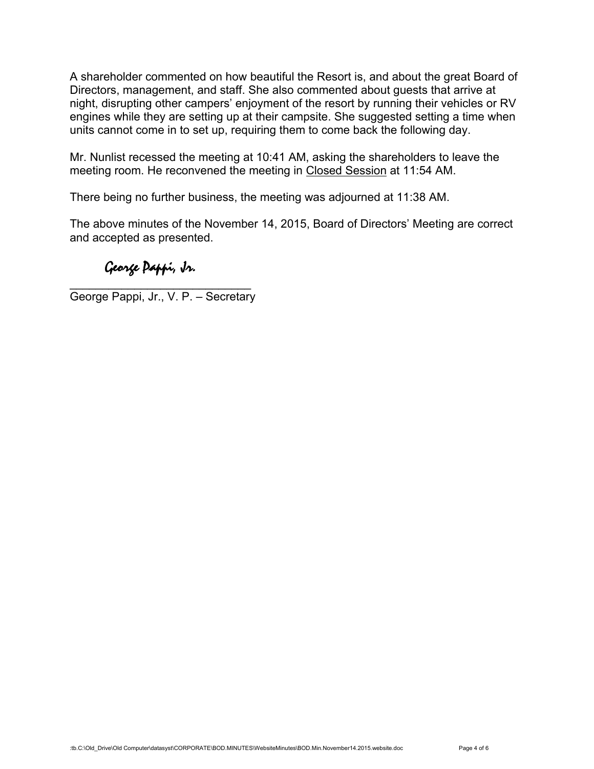A shareholder commented on how beautiful the Resort is, and about the great Board of Directors, management, and staff. She also commented about guests that arrive at night, disrupting other campers' enjoyment of the resort by running their vehicles or RV engines while they are setting up at their campsite. She suggested setting a time when units cannot come in to set up, requiring them to come back the following day.

Mr. Nunlist recessed the meeting at 10:41 AM, asking the shareholders to leave the meeting room. He reconvened the meeting in Closed Session at 11:54 AM.

There being no further business, the meeting was adjourned at 11:38 AM.

The above minutes of the November 14, 2015, Board of Directors' Meeting are correct and accepted as presented.

*George Pappi, Jr.*

\_\_\_\_\_\_\_\_\_\_\_\_\_\_\_\_\_\_\_\_\_\_\_\_\_\_\_\_\_\_

George Pappi, Jr., V. P. – Secretary

:tb.C:\Old_Drive\Old Computer\datasyst\CORPORATE\BOD.MINUTES\WebsiteMinutes\BOD.Min.November14.2015.website.doc